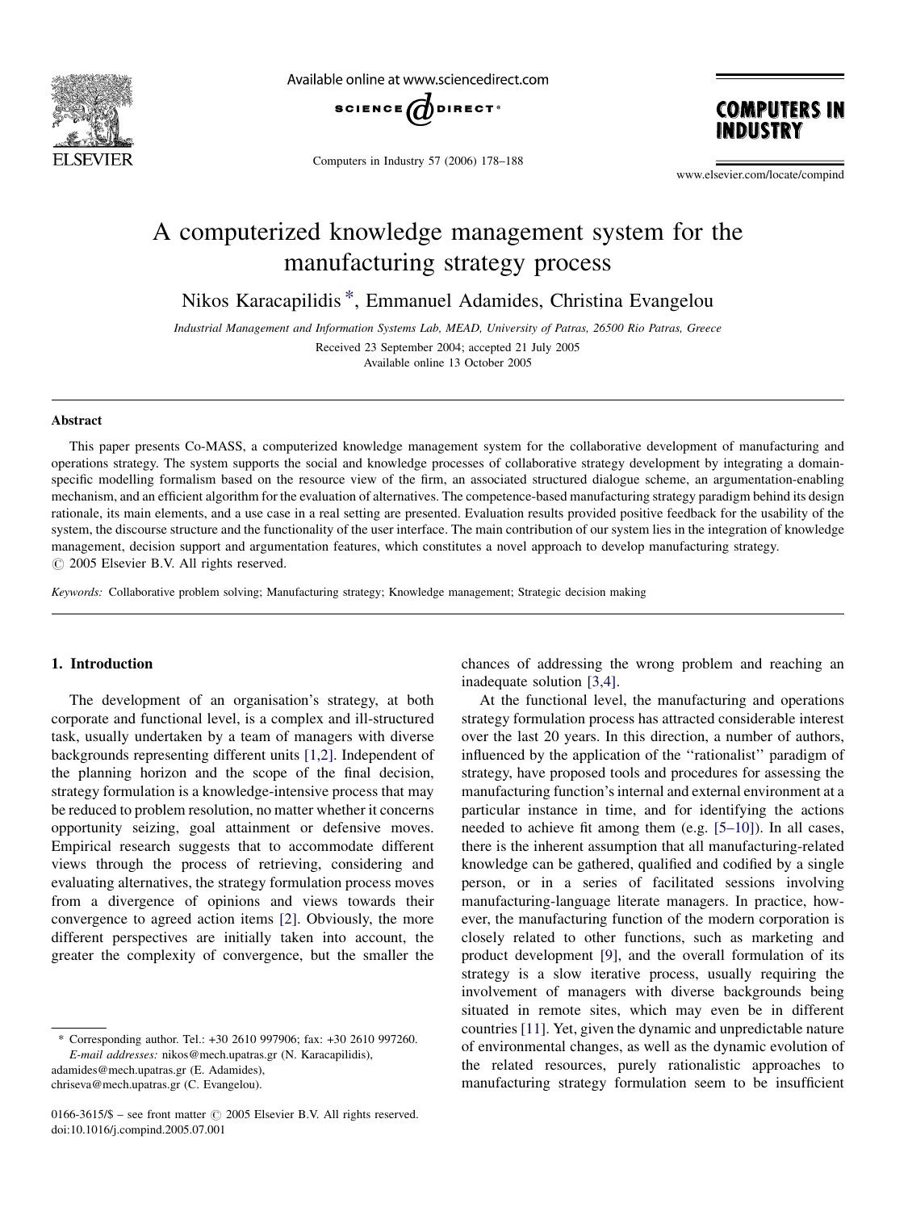# A computerized knowledge management system for the manufacturing strategy process

Nikos Karacapilidis *, Emmanuel Adamides, Christina Evangelou

*Industrial Management and Information Systems Lab, MEAD, University of Patras, 26500 Rio Patras, Greece*

Received 23 September 2004; accepted 21 July 2005

Available online 13 October 2005

## Abstract

This paper presents Co-MASS, a computerized knowledge management system for the collaborative development of manufacturing and operations strategy. The system supports the social and knowledge processes of collaborative strategy development by integrating a domain-specific modelling formalism based on the resource view of the firm, an associated structured dialogue scheme, an argumentation-enabling mechanism, and an efficient algorithm for the evaluation of alternatives. The competence-based manufacturing strategy paradigm behind its design rationale, its main elements, and a use case in a real setting are presented. Evaluation results provided positive feedback for the usability of the system, the discourse structure and the functionality of the user interface. The main contribution of our system lies in the integration of knowledge management, decision support and argumentation features, which constitutes a novel approach to develop manufacturing strategy.

© 2005 Elsevier B.V. All rights reserved.

*Keywords:* Collaborative problem solving; Manufacturing strategy; Knowledge management; Strategic decision making

## 1. Introduction

The development of an organisation's strategy, at both corporate and functional level, is a complex and ill-structured task, usually undertaken by a team of managers with diverse backgrounds representing different units [1,2]. Independent of the planning horizon and the scope of the final decision, strategy formulation is a knowledge-intensive process that may be reduced to problem resolution, no matter whether it concerns opportunity seizing, goal attainment or defensive moves. Empirical research suggests that to accommodate different views through the process of retrieving, considering and evaluating alternatives, the strategy formulation process moves from a divergence of opinions and views towards their convergence to agreed action items [2]. Obviously, the more different perspectives are initially taken into account, the greater the complexity of convergence, but the smaller the chances of addressing the wrong problem and reaching an inadequate solution [3,4].

At the functional level, the manufacturing and operations strategy formulation process has attracted considerable interest over the last 20 years. In this direction, a number of authors, influenced by the application of the ''rationalist'' paradigm of strategy, have proposed tools and procedures for assessing the manufacturing function's internal and external environment at a particular instance in time, and for identifying the actions needed to achieve fit among them (e.g. [5–10]). In all cases, there is the inherent assumption that all manufacturing-related knowledge can be gathered, qualified and codified by a single person, or in a series of facilitated sessions involving manufacturing-language literate managers. In practice, however, the manufacturing function of the modern corporation is closely related to other functions, such as marketing and product development [9], and the overall formulation of its strategy is a slow iterative process, usually requiring the involvement of managers with diverse backgrounds being situated in remote sites, which may even be in different countries [11]. Yet, given the dynamic and unpredictable nature of environmental changes, as well as the dynamic evolution of the related resources, purely rationalistic approaches to manufacturing strategy formulation seem to be insufficient

---

* Corresponding author. Tel.: +30 2610 997906; fax: +30 2610 997260.
*E-mail addresses:* nikos@mech.upatras.gr (N. Karacapilidis), adamides@mech.upatras.gr (E. Adamides), chriseva@mech.upatras.gr (C. Evangelou).

0166-3615/$ – see front matter © 2005 Elsevier B.V. All rights reserved.
doi:10.1016/j.compind.2005.07.001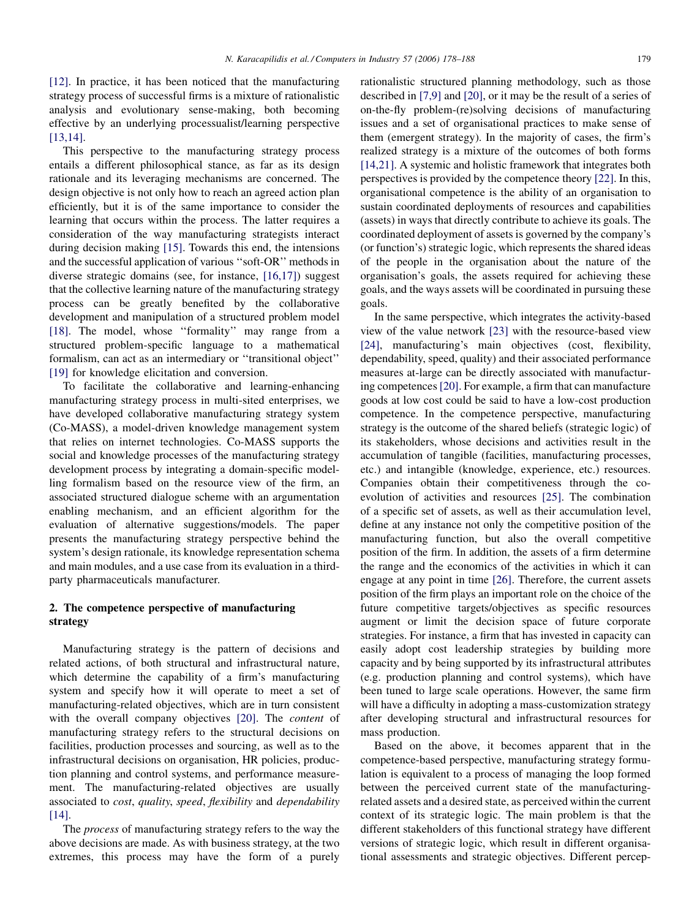[12]. In practice, it has been noticed that the manufacturing strategy process of successful firms is a mixture of rationalistic analysis and evolutionary sense-making, both becoming effective by an underlying processualist/learning perspective [13,14].

This perspective to the manufacturing strategy process entails a different philosophical stance, as far as its design rationale and its leveraging mechanisms are concerned. The design objective is not only how to reach an agreed action plan efficiently, but it is of the same importance to consider the learning that occurs within the process. The latter requires a consideration of the way manufacturing strategists interact during decision making [15]. Towards this end, the intensions and the successful application of various ''soft-OR'' methods in diverse strategic domains (see, for instance, [16,17]) suggest that the collective learning nature of the manufacturing strategy process can be greatly benefited by the collaborative development and manipulation of a structured problem model [18]. The model, whose ''formality'' may range from a structured problem-specific language to a mathematical formalism, can act as an intermediary or ''transitional object'' [19] for knowledge elicitation and conversion.

To facilitate the collaborative and learning-enhancing manufacturing strategy process in multi-sited enterprises, we have developed collaborative manufacturing strategy system (Co-MASS), a model-driven knowledge management system that relies on internet technologies. Co-MASS supports the social and knowledge processes of the manufacturing strategy development process by integrating a domain-specific modelling formalism based on the resource view of the firm, an associated structured dialogue scheme with an argumentation enabling mechanism, and an efficient algorithm for the evaluation of alternative suggestions/models. The paper presents the manufacturing strategy perspective behind the system's design rationale, its knowledge representation schema and main modules, and a use case from its evaluation in a third-party pharmaceuticals manufacturer.

## 2. The competence perspective of manufacturing strategy

Manufacturing strategy is the pattern of decisions and related actions, of both structural and infrastructural nature, which determine the capability of a firm's manufacturing system and specify how it will operate to meet a set of manufacturing-related objectives, which are in turn consistent with the overall company objectives [20]. The *content* of manufacturing strategy refers to the structural decisions on facilities, production processes and sourcing, as well as to the infrastructural decisions on organisation, HR policies, production planning and control systems, and performance measurement. The manufacturing-related objectives are usually associated to *cost*, *quality*, *speed*, *flexibility* and *dependability* [14].

The *process* of manufacturing strategy refers to the way the above decisions are made. As with business strategy, at the two extremes, this process may have the form of a purely rationalistic structured planning methodology, such as those described in [7,9] and [20], or it may be the result of a series of on-the-fly problem-(re)solving decisions of manufacturing issues and a set of organisational practices to make sense of them (emergent strategy). In the majority of cases, the firm's realized strategy is a mixture of the outcomes of both forms [14,21]. A systemic and holistic framework that integrates both perspectives is provided by the competence theory [22]. In this, organisational competence is the ability of an organisation to sustain coordinated deployments of resources and capabilities (assets) in ways that directly contribute to achieve its goals. The coordinated deployment of assets is governed by the company's (or function's) strategic logic, which represents the shared ideas of the people in the organisation about the nature of the organisation's goals, the assets required for achieving these goals, and the ways assets will be coordinated in pursuing these goals.

In the same perspective, which integrates the activity-based view of the value network [23] with the resource-based view [24], manufacturing's main objectives (cost, flexibility, dependability, speed, quality) and their associated performance measures at-large can be directly associated with manufacturing competences [20]. For example, a firm that can manufacture goods at low cost could be said to have a low-cost production competence. In the competence perspective, manufacturing strategy is the outcome of the shared beliefs (strategic logic) of its stakeholders, whose decisions and activities result in the accumulation of tangible (facilities, manufacturing processes, etc.) and intangible (knowledge, experience, etc.) resources. Companies obtain their competitiveness through the co-evolution of activities and resources [25]. The combination of a specific set of assets, as well as their accumulation level, define at any instance not only the competitive position of the manufacturing function, but also the overall competitive position of the firm. In addition, the assets of a firm determine the range and the economics of the activities in which it can engage at any point in time [26]. Therefore, the current assets position of the firm plays an important role on the choice of the future competitive targets/objectives as specific resources augment or limit the decision space of future corporate strategies. For instance, a firm that has invested in capacity can easily adopt cost leadership strategies by building more capacity and by being supported by its infrastructural attributes (e.g. production planning and control systems), which have been tuned to large scale operations. However, the same firm will have a difficulty in adopting a mass-customization strategy after developing structural and infrastructural resources for mass production.

Based on the above, it becomes apparent that in the competence-based perspective, manufacturing strategy formulation is equivalent to a process of managing the loop formed between the perceived current state of the manufacturing-related assets and a desired state, as perceived within the current context of its strategic logic. The main problem is that the different stakeholders of this functional strategy have different versions of strategic logic, which result in different organisational assessments and strategic objectives. Different percep-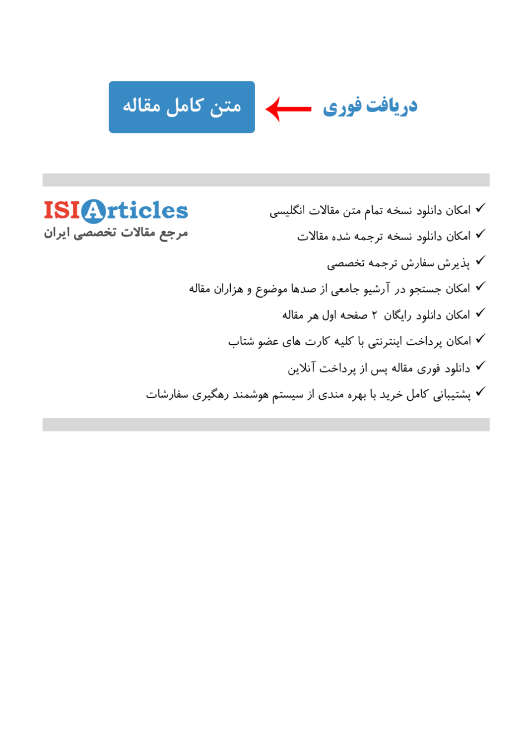دریافت فوری ← متن کامل مقاله

**ISIArticles**
مرجع مقالات تخصصی ایران

- ✓ امکان دانلود نسخه تمام متن مقالات انگلیسی
- ✓ امکان دانلود نسخه ترجمه شده مقالات
- ✓ پذیرش سفارش ترجمه تخصصی
- ✓ امکان جستجو در آرشیو جامعی از صدها موضوع و هزاران مقاله
- ✓ امکان دانلود رایگان ۲ صفحه اول هر مقاله
- ✓ امکان پرداخت اینترنتی با کلیه کارت های عضو شتاب
- ✓ دانلود فوری مقاله پس از پرداخت آنلاین
- ✓ پشتیبانی کامل خرید با بهره مندی از سیستم هوشمند رهگیری سفارشات